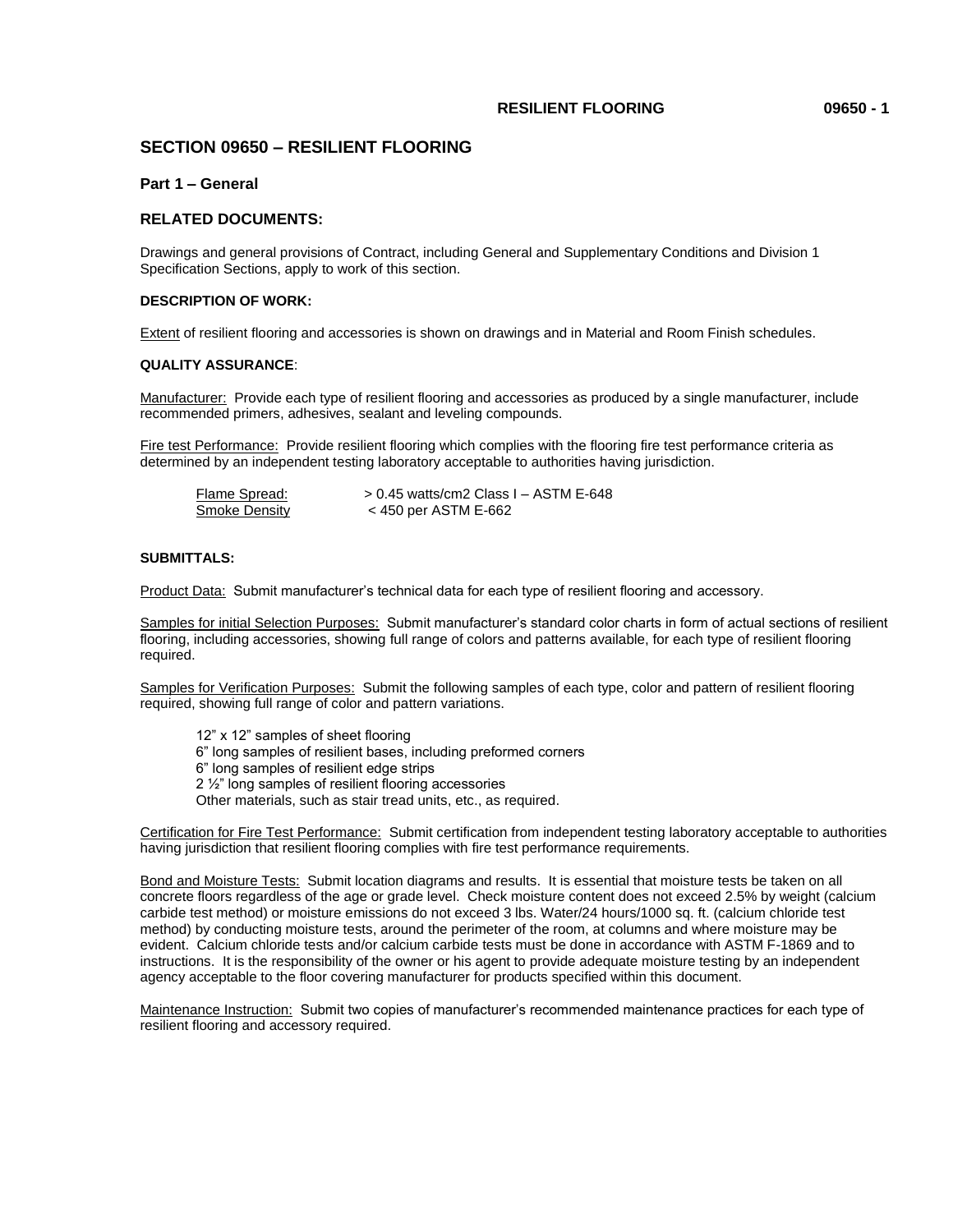# SECTION 09650 – RESILIENT FLOORING

## Part 1 – General

## RELATED DOCUMENTS:

Drawings and general provisions of Contract, including General and Supplementary Conditions and Division 1 Specification Sections, apply to work of this section.

### DESCRIPTION OF WORK:

Extent of resilient flooring and accessories is shown on drawings and in Material and Room Finish schedules.

### QUALITY ASSURANCE:

Manufacturer: Provide each type of resilient flooring and accessories as produced by a single manufacturer, include recommended primers, adhesives, sealant and leveling compounds.

Fire test Performance: Provide resilient flooring which complies with the flooring fire test performance criteria as determined by an independent testing laboratory acceptable to authorities having jurisdiction.

| | |
|---|---|
| Flame Spread: | > 0.45 watts/cm2 Class I – ASTM E-648 |
| Smoke Density | < 450 per ASTM E-662 |

### SUBMITTALS:

Product Data: Submit manufacturer's technical data for each type of resilient flooring and accessory.

Samples for initial Selection Purposes: Submit manufacturer's standard color charts in form of actual sections of resilient flooring, including accessories, showing full range of colors and patterns available, for each type of resilient flooring required.

Samples for Verification Purposes: Submit the following samples of each type, color and pattern of resilient flooring required, showing full range of color and pattern variations.

- 12" x 12" samples of sheet flooring
- 6" long samples of resilient bases, including preformed corners
- 6" long samples of resilient edge strips
- 2 ½" long samples of resilient flooring accessories
- Other materials, such as stair tread units, etc., as required.

Certification for Fire Test Performance: Submit certification from independent testing laboratory acceptable to authorities having jurisdiction that resilient flooring complies with fire test performance requirements.

Bond and Moisture Tests: Submit location diagrams and results. It is essential that moisture tests be taken on all concrete floors regardless of the age or grade level. Check moisture content does not exceed 2.5% by weight (calcium carbide test method) or moisture emissions do not exceed 3 lbs. Water/24 hours/1000 sq. ft. (calcium chloride test method) by conducting moisture tests, around the perimeter of the room, at columns and where moisture may be evident. Calcium chloride tests and/or calcium carbide tests must be done in accordance with ASTM F-1869 and to instructions. It is the responsibility of the owner or his agent to provide adequate moisture testing by an independent agency acceptable to the floor covering manufacturer for products specified within this document.

Maintenance Instruction: Submit two copies of manufacturer's recommended maintenance practices for each type of resilient flooring and accessory required.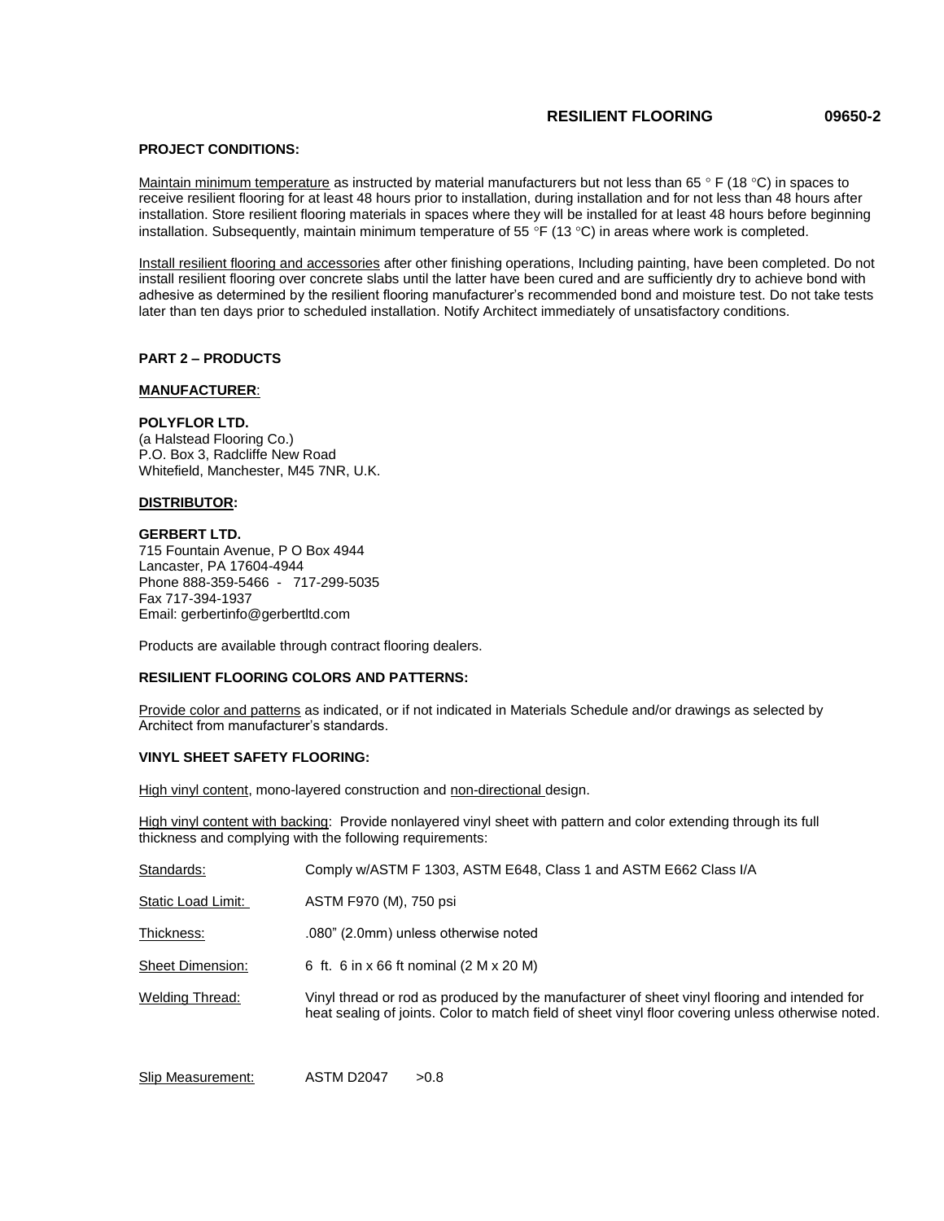**PROJECT CONDITIONS:**

Maintain minimum temperature as instructed by material manufacturers but not less than 65 ° F (18 °C) in spaces to receive resilient flooring for at least 48 hours prior to installation, during installation and for not less than 48 hours after installation. Store resilient flooring materials in spaces where they will be installed for at least 48 hours before beginning installation. Subsequently, maintain minimum temperature of 55 °F (13 °C) in areas where work is completed.

Install resilient flooring and accessories after other finishing operations, Including painting, have been completed. Do not install resilient flooring over concrete slabs until the latter have been cured and are sufficiently dry to achieve bond with adhesive as determined by the resilient flooring manufacturer's recommended bond and moisture test. Do not take tests later than ten days prior to scheduled installation. Notify Architect immediately of unsatisfactory conditions.

## PART 2 – PRODUCTS

**MANUFACTURER:**

**POLYFLOR LTD.**
(a Halstead Flooring Co.)
P.O. Box 3, Radcliffe New Road
Whitefield, Manchester, M45 7NR, U.K.

**DISTRIBUTOR:**

**GERBERT LTD.**
715 Fountain Avenue, P O Box 4944
Lancaster, PA 17604-4944
Phone 888-359-5466 - 717-299-5035
Fax 717-394-1937
Email: gerbertinfo@gerbertltd.com

Products are available through contract flooring dealers.

**RESILIENT FLOORING COLORS AND PATTERNS:**

Provide color and patterns as indicated, or if not indicated in Materials Schedule and/or drawings as selected by Architect from manufacturer's standards.

**VINYL SHEET SAFETY FLOORING:**

High vinyl content, mono-layered construction and non-directional design.

High vinyl content with backing: Provide nonlayered vinyl sheet with pattern and color extending through its full thickness and complying with the following requirements:

Standards: Comply w/ASTM F 1303, ASTM E648, Class 1 and ASTM E662 Class I/A

Static Load Limit: ASTM F970 (M), 750 psi

Thickness: .080" (2.0mm) unless otherwise noted

Sheet Dimension: 6 ft. 6 in x 66 ft nominal (2 M x 20 M)

Welding Thread: Vinyl thread or rod as produced by the manufacturer of sheet vinyl flooring and intended for heat sealing of joints. Color to match field of sheet vinyl floor covering unless otherwise noted.

Slip Measurement: ASTM D2047 >0.8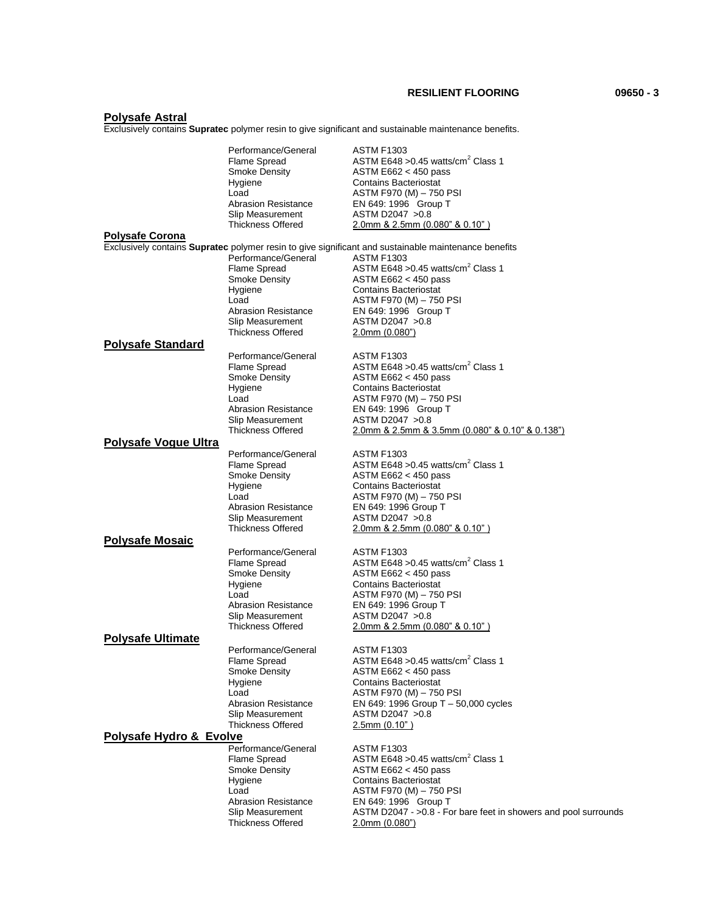## Polysafe Astral

Exclusively contains **Supratec** polymer resin to give significant and sustainable maintenance benefits.

| | |
|---|---|
| Performance/General | ASTM F1303 |
| Flame Spread | ASTM E648 >0.45 watts/cm$^2$ Class 1 |
| Smoke Density | ASTM E662 < 450 pass |
| Hygiene | Contains Bacteriostat |
| Load | ASTM F970 (M) – 750 PSI |
| Abrasion Resistance | EN 649: 1996 Group T |
| Slip Measurement | ASTM D2047 >0.8 |
| Thickness Offered | 2.0mm & 2.5mm (0.080" & 0.10" ) |

## Polysafe Corona

Exclusively contains **Supratec** polymer resin to give significant and sustainable maintenance benefits

| | |
|---|---|
| Performance/General | ASTM F1303 |
| Flame Spread | ASTM E648 >0.45 watts/cm$^2$ Class 1 |
| Smoke Density | ASTM E662 < 450 pass |
| Hygiene | Contains Bacteriostat |
| Load | ASTM F970 (M) – 750 PSI |
| Abrasion Resistance | EN 649: 1996 Group T |
| Slip Measurement | ASTM D2047 >0.8 |
| Thickness Offered | 2.0mm (0.080") |

## Polysafe Standard

| | |
|---|---|
| Performance/General | ASTM F1303 |
| Flame Spread | ASTM E648 >0.45 watts/cm$^2$ Class 1 |
| Smoke Density | ASTM E662 < 450 pass |
| Hygiene | Contains Bacteriostat |
| Load | ASTM F970 (M) – 750 PSI |
| Abrasion Resistance | EN 649: 1996 Group T |
| Slip Measurement | ASTM D2047 >0.8 |
| Thickness Offered | 2.0mm & 2.5mm & 3.5mm (0.080" & 0.10" & 0.138") |

## Polysafe Vogue Ultra

| | |
|---|---|
| Performance/General | ASTM F1303 |
| Flame Spread | ASTM E648 >0.45 watts/cm$^2$ Class 1 |
| Smoke Density | ASTM E662 < 450 pass |
| Hygiene | Contains Bacteriostat |
| Load | ASTM F970 (M) – 750 PSI |
| Abrasion Resistance | EN 649: 1996 Group T |
| Slip Measurement | ASTM D2047 >0.8 |
| Thickness Offered | 2.0mm & 2.5mm (0.080" & 0.10" ) |

## Polysafe Mosaic

| | |
|---|---|
| Performance/General | ASTM F1303 |
| Flame Spread | ASTM E648 >0.45 watts/cm$^2$ Class 1 |
| Smoke Density | ASTM E662 < 450 pass |
| Hygiene | Contains Bacteriostat |
| Load | ASTM F970 (M) – 750 PSI |
| Abrasion Resistance | EN 649: 1996 Group T |
| Slip Measurement | ASTM D2047 >0.8 |
| Thickness Offered | 2.0mm & 2.5mm (0.080" & 0.10" ) |

## Polysafe Ultimate

| | |
|---|---|
| Performance/General | ASTM F1303 |
| Flame Spread | ASTM E648 >0.45 watts/cm$^2$ Class 1 |
| Smoke Density | ASTM E662 < 450 pass |
| Hygiene | Contains Bacteriostat |
| Load | ASTM F970 (M) – 750 PSI |
| Abrasion Resistance | EN 649: 1996 Group T – 50,000 cycles |
| Slip Measurement | ASTM D2047 >0.8 |
| Thickness Offered | 2.5mm (0.10" ) |

## Polysafe Hydro & Evolve

| | |
|---|---|
| Performance/General | ASTM F1303 |
| Flame Spread | ASTM E648 >0.45 watts/cm$^2$ Class 1 |
| Smoke Density | ASTM E662 < 450 pass |
| Hygiene | Contains Bacteriostat |
| Load | ASTM F970 (M) – 750 PSI |
| Abrasion Resistance | EN 649: 1996 Group T |
| Slip Measurement | ASTM D2047 - >0.8 - For bare feet in showers and pool surrounds |
| Thickness Offered | 2.0mm (0.080") |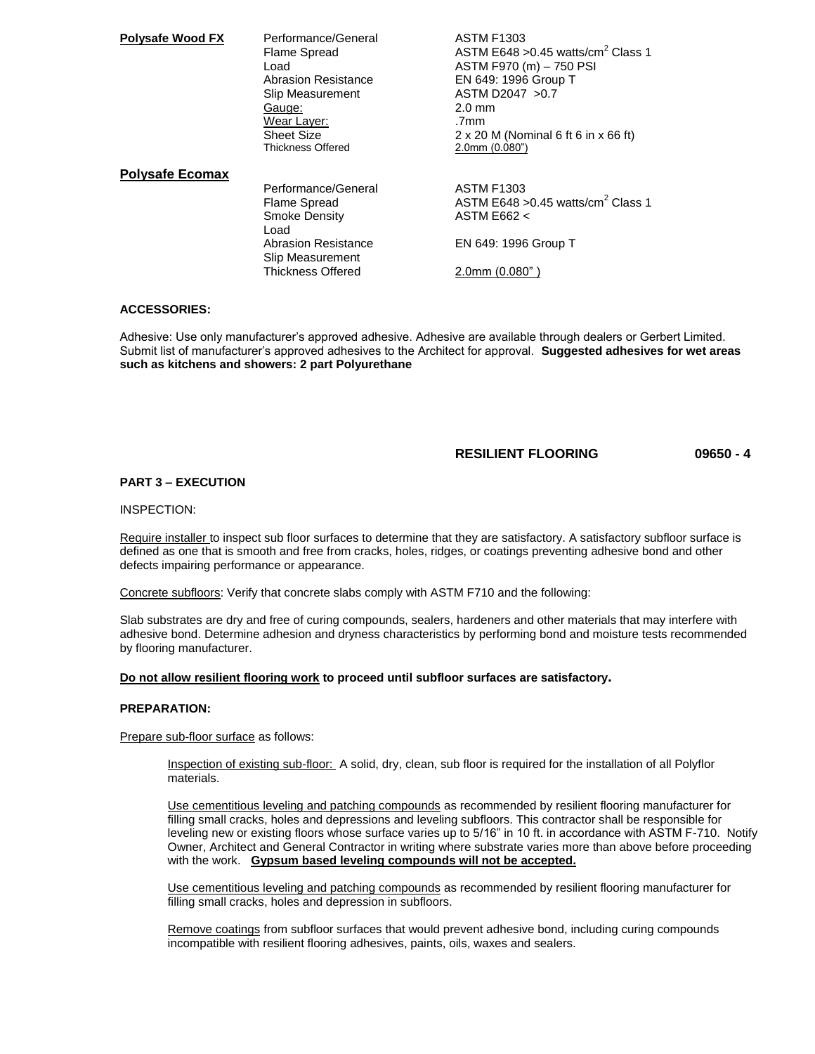**Polysafe Wood FX**

| | |
|---|---|
| Performance/General | ASTM F1303 |
| Flame Spread | ASTM E648 >0.45 watts/cm$^2$ Class 1 |
| Load | ASTM F970 (m) – 750 PSI |
| Abrasion Resistance | EN 649: 1996 Group T |
| Slip Measurement | ASTM D2047 >0.7 |
| Gauge: | 2.0 mm |
| Wear Layer: | .7mm |
| Sheet Size | 2 x 20 M (Nominal 6 ft 6 in x 66 ft) |
| Thickness Offered | 2.0mm (0.080") |

**Polysafe Ecomax**

| | |
|---|---|
| Performance/General | ASTM F1303 |
| Flame Spread | ASTM E648 >0.45 watts/cm$^2$ Class 1 |
| Smoke Density | ASTM E662 < |
| Load | |
| Abrasion Resistance | EN 649: 1996 Group T |
| Slip Measurement | |
| Thickness Offered | 2.0mm (0.080" ) |

**ACCESSORIES:**

Adhesive: Use only manufacturer's approved adhesive. Adhesive are available through dealers or Gerbert Limited. Submit list of manufacturer's approved adhesives to the Architect for approval. **Suggested adhesives for wet areas such as kitchens and showers: 2 part Polyurethane**

**RESILIENT FLOORING 09650 - 4**

**PART 3 – EXECUTION**

INSPECTION:

Require installer to inspect sub floor surfaces to determine that they are satisfactory. A satisfactory subfloor surface is defined as one that is smooth and free from cracks, holes, ridges, or coatings preventing adhesive bond and other defects impairing performance or appearance.

Concrete subfloors: Verify that concrete slabs comply with ASTM F710 and the following:

Slab substrates are dry and free of curing compounds, sealers, hardeners and other materials that may interfere with adhesive bond. Determine adhesion and dryness characteristics by performing bond and moisture tests recommended by flooring manufacturer.

**Do not allow resilient flooring work to proceed until subfloor surfaces are satisfactory.**

**PREPARATION:**

Prepare sub-floor surface as follows:

Inspection of existing sub-floor: A solid, dry, clean, sub floor is required for the installation of all Polyflor materials.

Use cementitious leveling and patching compounds as recommended by resilient flooring manufacturer for filling small cracks, holes and depressions and leveling subfloors. This contractor shall be responsible for leveling new or existing floors whose surface varies up to 5/16" in 10 ft. in accordance with ASTM F-710. Notify Owner, Architect and General Contractor in writing where substrate varies more than above before proceeding with the work. **Gypsum based leveling compounds will not be accepted.**

Use cementitious leveling and patching compounds as recommended by resilient flooring manufacturer for filling small cracks, holes and depression in subfloors.

Remove coatings from subfloor surfaces that would prevent adhesive bond, including curing compounds incompatible with resilient flooring adhesives, paints, oils, waxes and sealers.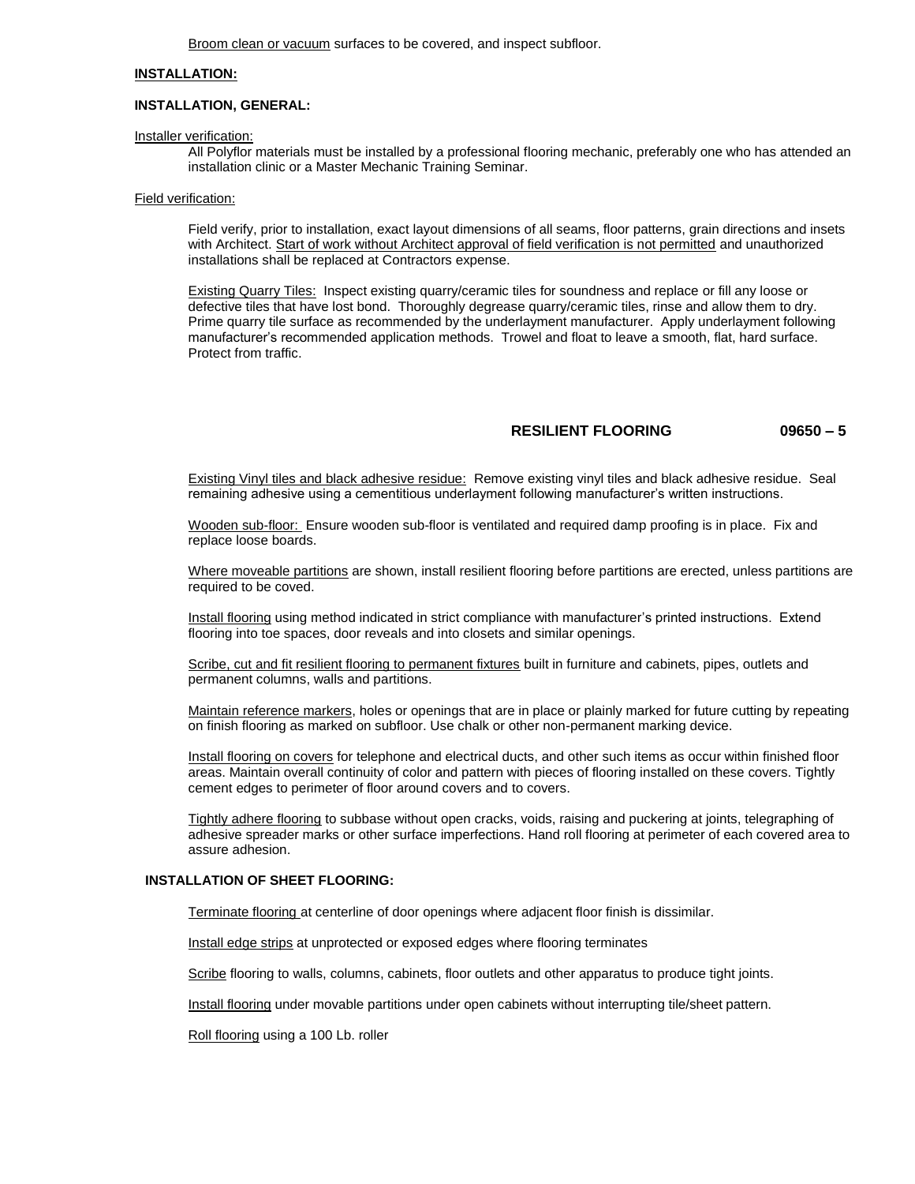Broom clean or vacuum surfaces to be covered, and inspect subfloor.

## INSTALLATION:

### INSTALLATION, GENERAL:

Installer verification:

All Polyflor materials must be installed by a professional flooring mechanic, preferably one who has attended an installation clinic or a Master Mechanic Training Seminar.

Field verification:

Field verify, prior to installation, exact layout dimensions of all seams, floor patterns, grain directions and insets with Architect. Start of work without Architect approval of field verification is not permitted and unauthorized installations shall be replaced at Contractors expense.

Existing Quarry Tiles: Inspect existing quarry/ceramic tiles for soundness and replace or fill any loose or defective tiles that have lost bond. Thoroughly degrease quarry/ceramic tiles, rinse and allow them to dry. Prime quarry tile surface as recommended by the underlayment manufacturer. Apply underlayment following manufacturer's recommended application methods. Trowel and float to leave a smooth, flat, hard surface. Protect from traffic.

Existing Vinyl tiles and black adhesive residue: Remove existing vinyl tiles and black adhesive residue. Seal remaining adhesive using a cementitious underlayment following manufacturer's written instructions.

Wooden sub-floor: Ensure wooden sub-floor is ventilated and required damp proofing is in place. Fix and replace loose boards.

Where moveable partitions are shown, install resilient flooring before partitions are erected, unless partitions are required to be coved.

Install flooring using method indicated in strict compliance with manufacturer's printed instructions. Extend flooring into toe spaces, door reveals and into closets and similar openings.

Scribe, cut and fit resilient flooring to permanent fixtures built in furniture and cabinets, pipes, outlets and permanent columns, walls and partitions.

Maintain reference markers, holes or openings that are in place or plainly marked for future cutting by repeating on finish flooring as marked on subfloor. Use chalk or other non-permanent marking device.

Install flooring on covers for telephone and electrical ducts, and other such items as occur within finished floor areas. Maintain overall continuity of color and pattern with pieces of flooring installed on these covers. Tightly cement edges to perimeter of floor around covers and to covers.

Tightly adhere flooring to subbase without open cracks, voids, raising and puckering at joints, telegraphing of adhesive spreader marks or other surface imperfections. Hand roll flooring at perimeter of each covered area to assure adhesion.

### INSTALLATION OF SHEET FLOORING:

Terminate flooring at centerline of door openings where adjacent floor finish is dissimilar.

Install edge strips at unprotected or exposed edges where flooring terminates

Scribe flooring to walls, columns, cabinets, floor outlets and other apparatus to produce tight joints.

Install flooring under movable partitions under open cabinets without interrupting tile/sheet pattern.

Roll flooring using a 100 Lb. roller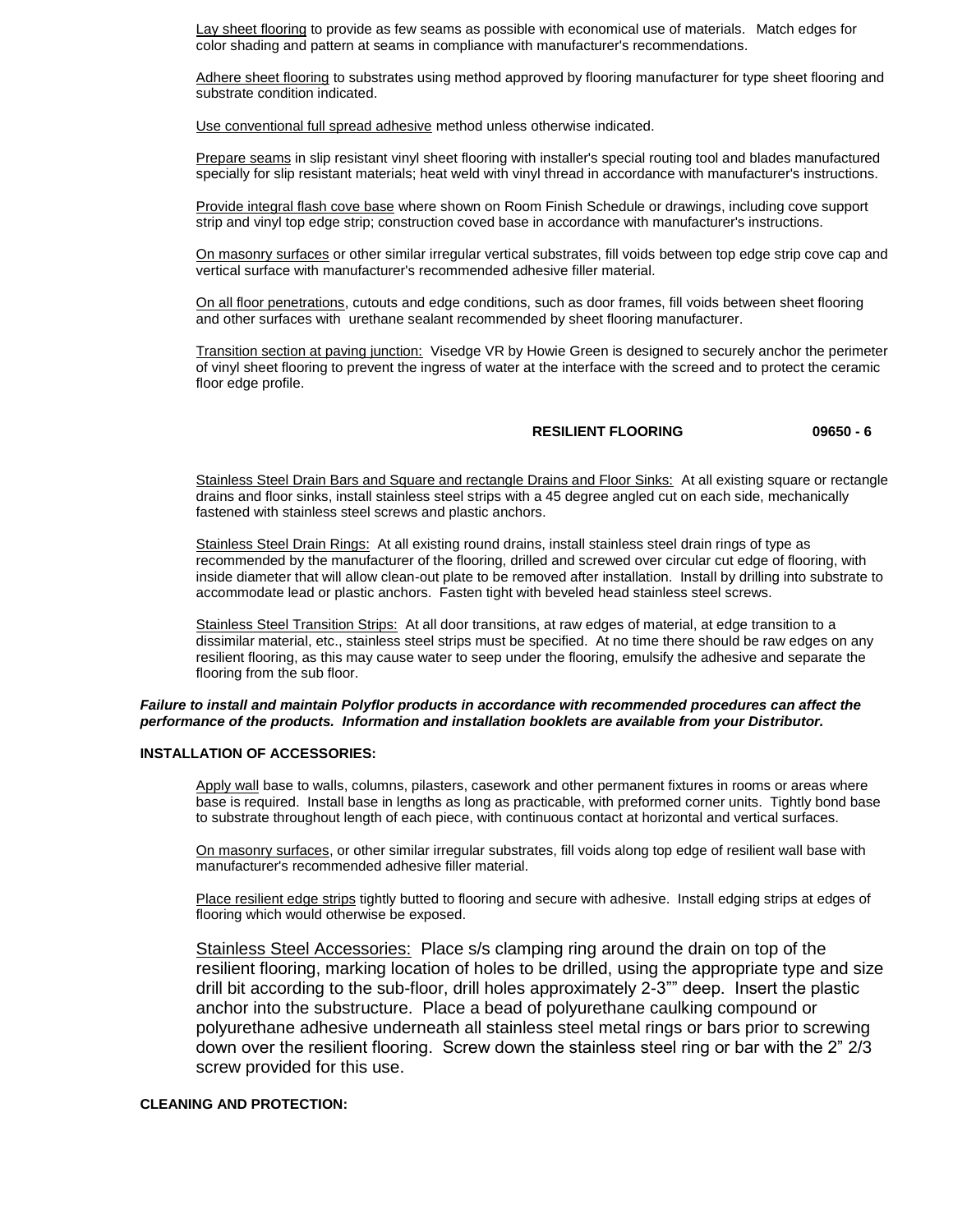Lay sheet flooring to provide as few seams as possible with economical use of materials. Match edges for color shading and pattern at seams in compliance with manufacturer's recommendations.

Adhere sheet flooring to substrates using method approved by flooring manufacturer for type sheet flooring and substrate condition indicated.

Use conventional full spread adhesive method unless otherwise indicated.

Prepare seams in slip resistant vinyl sheet flooring with installer's special routing tool and blades manufactured specially for slip resistant materials; heat weld with vinyl thread in accordance with manufacturer's instructions.

Provide integral flash cove base where shown on Room Finish Schedule or drawings, including cove support strip and vinyl top edge strip; construction coved base in accordance with manufacturer's instructions.

On masonry surfaces or other similar irregular vertical substrates, fill voids between top edge strip cove cap and vertical surface with manufacturer's recommended adhesive filler material.

On all floor penetrations, cutouts and edge conditions, such as door frames, fill voids between sheet flooring and other surfaces with urethane sealant recommended by sheet flooring manufacturer.

Transition section at paving junction: Visedge VR by Howie Green is designed to securely anchor the perimeter of vinyl sheet flooring to prevent the ingress of water at the interface with the screed and to protect the ceramic floor edge profile.

Stainless Steel Drain Bars and Square and rectangle Drains and Floor Sinks: At all existing square or rectangle drains and floor sinks, install stainless steel strips with a 45 degree angled cut on each side, mechanically fastened with stainless steel screws and plastic anchors.

Stainless Steel Drain Rings: At all existing round drains, install stainless steel drain rings of type as recommended by the manufacturer of the flooring, drilled and screwed over circular cut edge of flooring, with inside diameter that will allow clean-out plate to be removed after installation. Install by drilling into substrate to accommodate lead or plastic anchors. Fasten tight with beveled head stainless steel screws.

Stainless Steel Transition Strips: At all door transitions, at raw edges of material, at edge transition to a dissimilar material, etc., stainless steel strips must be specified. At no time there should be raw edges on any resilient flooring, as this may cause water to seep under the flooring, emulsify the adhesive and separate the flooring from the sub floor.

***Failure to install and maintain Polyflor products in accordance with recommended procedures can affect the performance of the products. Information and installation booklets are available from your Distributor.***

**INSTALLATION OF ACCESSORIES:**

Apply wall base to walls, columns, pilasters, casework and other permanent fixtures in rooms or areas where base is required. Install base in lengths as long as practicable, with preformed corner units. Tightly bond base to substrate throughout length of each piece, with continuous contact at horizontal and vertical surfaces.

On masonry surfaces, or other similar irregular substrates, fill voids along top edge of resilient wall base with manufacturer's recommended adhesive filler material.

Place resilient edge strips tightly butted to flooring and secure with adhesive. Install edging strips at edges of flooring which would otherwise be exposed.

Stainless Steel Accessories: Place s/s clamping ring around the drain on top of the resilient flooring, marking location of holes to be drilled, using the appropriate type and size drill bit according to the sub-floor, drill holes approximately 2-3"" deep. Insert the plastic anchor into the substructure. Place a bead of polyurethane caulking compound or polyurethane adhesive underneath all stainless steel metal rings or bars prior to screwing down over the resilient flooring. Screw down the stainless steel ring or bar with the 2" 2/3 screw provided for this use.

**CLEANING AND PROTECTION:**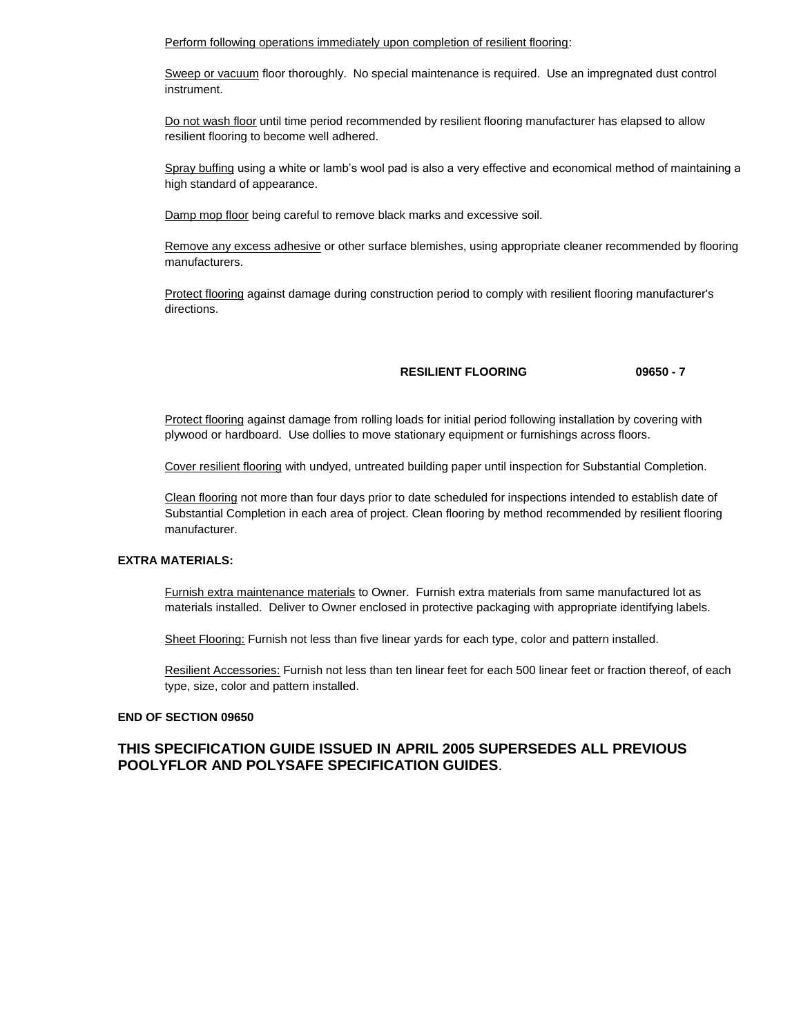Perform following operations immediately upon completion of resilient flooring:

Sweep or vacuum floor thoroughly. No special maintenance is required. Use an impregnated dust control instrument.

Do not wash floor until time period recommended by resilient flooring manufacturer has elapsed to allow resilient flooring to become well adhered.

Spray buffing using a white or lamb's wool pad is also a very effective and economical method of maintaining a high standard of appearance.

Damp mop floor being careful to remove black marks and excessive soil.

Remove any excess adhesive or other surface blemishes, using appropriate cleaner recommended by flooring manufacturers.

Protect flooring against damage during construction period to comply with resilient flooring manufacturer's directions.

Protect flooring against damage from rolling loads for initial period following installation by covering with plywood or hardboard. Use dollies to move stationary equipment or furnishings across floors.

Cover resilient flooring with undyed, untreated building paper until inspection for Substantial Completion.

Clean flooring not more than four days prior to date scheduled for inspections intended to establish date of Substantial Completion in each area of project. Clean flooring by method recommended by resilient flooring manufacturer.

**EXTRA MATERIALS:**

Furnish extra maintenance materials to Owner. Furnish extra materials from same manufactured lot as materials installed. Deliver to Owner enclosed in protective packaging with appropriate identifying labels.

Sheet Flooring: Furnish not less than five linear yards for each type, color and pattern installed.

Resilient Accessories: Furnish not less than ten linear feet for each 500 linear feet or fraction thereof, of each type, size, color and pattern installed.

**END OF SECTION 09650**

## THIS SPECIFICATION GUIDE ISSUED IN APRIL 2005 SUPERSEDES ALL PREVIOUS POOLYFLOR AND POLYSAFE SPECIFICATION GUIDES.